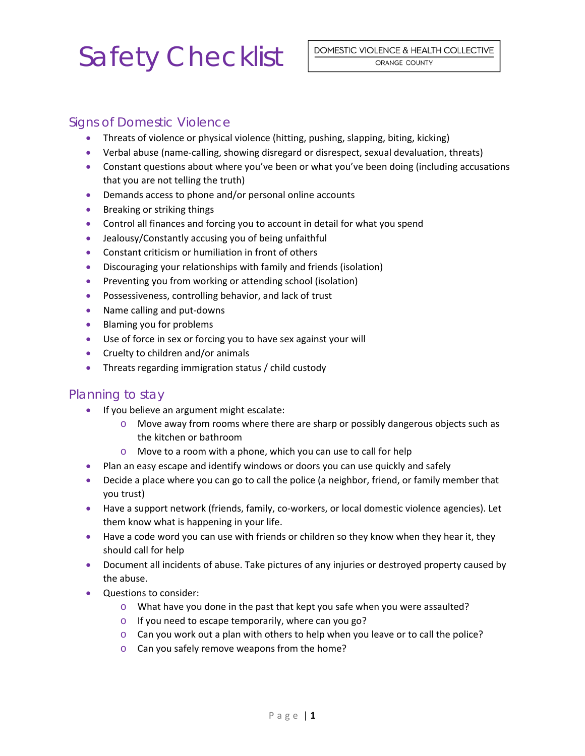# Safety Checklist

DOMESTIC VIOLENCE & HEALTH COLLECTIVE
ORANGE COUNTY

## Signs of Domestic Violence

- Threats of violence or physical violence (hitting, pushing, slapping, biting, kicking)
- Verbal abuse (name-calling, showing disregard or disrespect, sexual devaluation, threats)
- Constant questions about where you've been or what you've been doing (including accusations that you are not telling the truth)
- Demands access to phone and/or personal online accounts
- Breaking or striking things
- Control all finances and forcing you to account in detail for what you spend
- Jealousy/Constantly accusing you of being unfaithful
- Constant criticism or humiliation in front of others
- Discouraging your relationships with family and friends (isolation)
- Preventing you from working or attending school (isolation)
- Possessiveness, controlling behavior, and lack of trust
- Name calling and put-downs
- Blaming you for problems
- Use of force in sex or forcing you to have sex against your will
- Cruelty to children and/or animals
- Threats regarding immigration status / child custody

## Planning to stay

- If you believe an argument might escalate:
  - Move away from rooms where there are sharp or possibly dangerous objects such as the kitchen or bathroom
  - Move to a room with a phone, which you can use to call for help
- Plan an easy escape and identify windows or doors you can use quickly and safely
- Decide a place where you can go to call the police (a neighbor, friend, or family member that you trust)
- Have a support network (friends, family, co-workers, or local domestic violence agencies). Let them know what is happening in your life.
- Have a code word you can use with friends or children so they know when they hear it, they should call for help
- Document all incidents of abuse. Take pictures of any injuries or destroyed property caused by the abuse.
- Questions to consider:
  - What have you done in the past that kept you safe when you were assaulted?
  - If you need to escape temporarily, where can you go?
  - Can you work out a plan with others to help when you leave or to call the police?
  - Can you safely remove weapons from the home?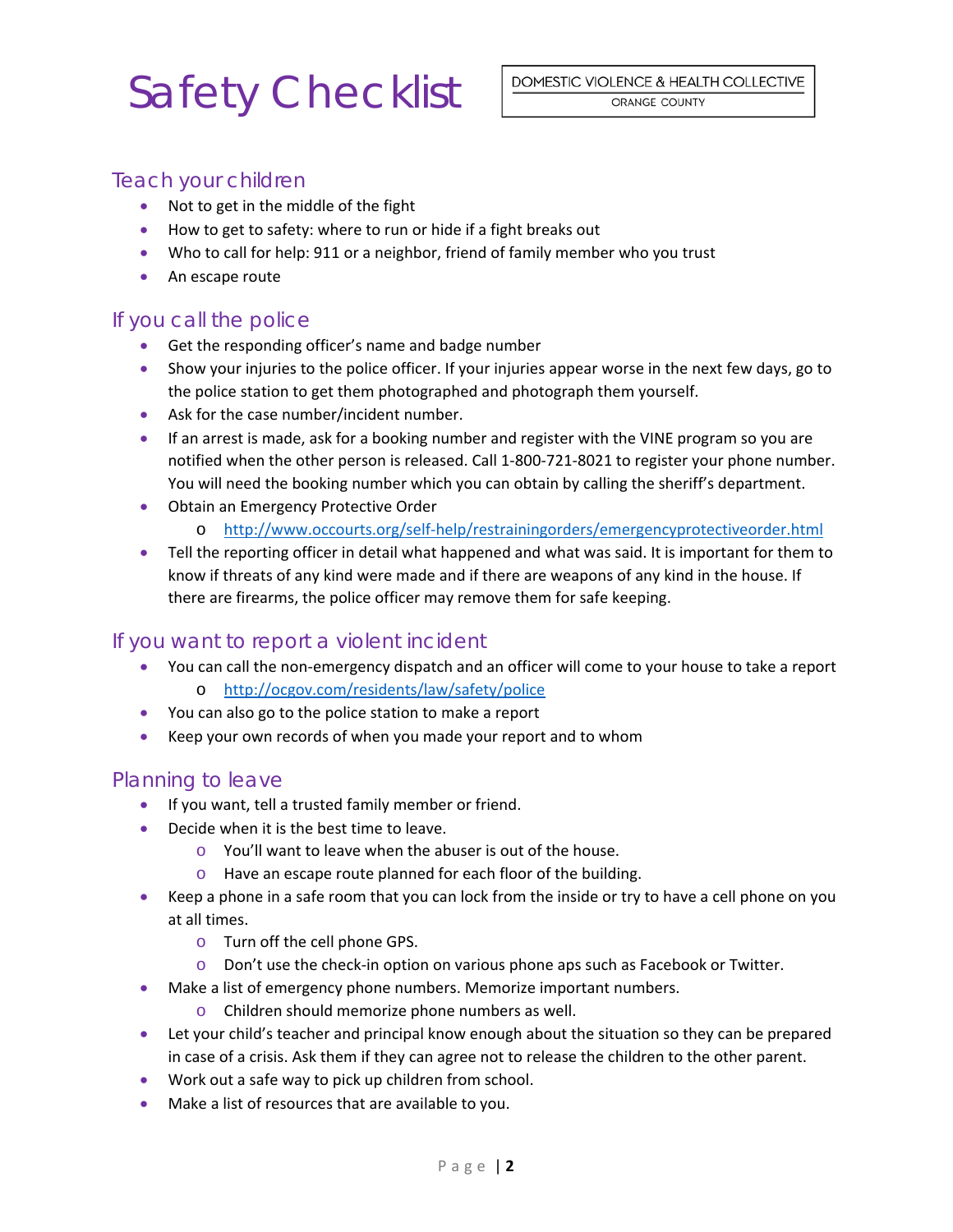# Safety Checklist

DOMESTIC VIOLENCE & HEALTH COLLECTIVE
ORANGE COUNTY

## Teach your children

- Not to get in the middle of the fight
- How to get to safety: where to run or hide if a fight breaks out
- Who to call for help: 911 or a neighbor, friend of family member who you trust
- An escape route

## If you call the police

- Get the responding officer's name and badge number
- Show your injuries to the police officer. If your injuries appear worse in the next few days, go to the police station to get them photographed and photograph them yourself.
- Ask for the case number/incident number.
- If an arrest is made, ask for a booking number and register with the VINE program so you are notified when the other person is released. Call 1-800-721-8021 to register your phone number. You will need the booking number which you can obtain by calling the sheriff's department.
- Obtain an Emergency Protective Order
  - http://www.occourts.org/self-help/restrainingorders/emergencyprotectiveorder.html
- Tell the reporting officer in detail what happened and what was said. It is important for them to know if threats of any kind were made and if there are weapons of any kind in the house. If there are firearms, the police officer may remove them for safe keeping.

## If you want to report a violent incident

- You can call the non-emergency dispatch and an officer will come to your house to take a report
  - http://ocgov.com/residents/law/safety/police
- You can also go to the police station to make a report
- Keep your own records of when you made your report and to whom

## Planning to leave

- If you want, tell a trusted family member or friend.
- Decide when it is the best time to leave.
  - You'll want to leave when the abuser is out of the house.
  - Have an escape route planned for each floor of the building.
- Keep a phone in a safe room that you can lock from the inside or try to have a cell phone on you at all times.
  - Turn off the cell phone GPS.
  - Don't use the check-in option on various phone aps such as Facebook or Twitter.
- Make a list of emergency phone numbers. Memorize important numbers.
  - Children should memorize phone numbers as well.
- Let your child's teacher and principal know enough about the situation so they can be prepared in case of a crisis. Ask them if they can agree not to release the children to the other parent.
- Work out a safe way to pick up children from school.
- Make a list of resources that are available to you.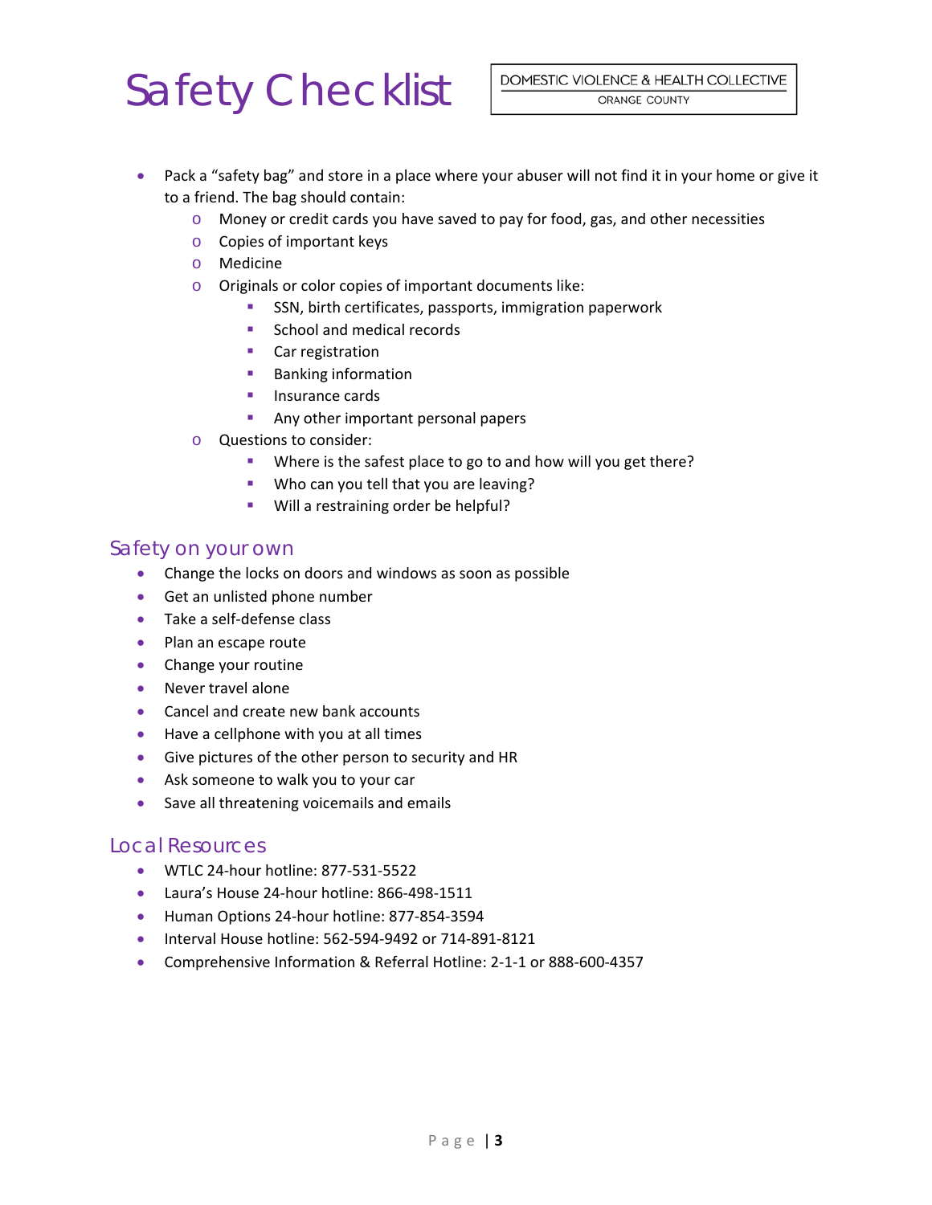# Safety Checklist

DOMESTIC VIOLENCE & HEALTH COLLECTIVE
ORANGE COUNTY

- Pack a "safety bag" and store in a place where your abuser will not find it in your home or give it to a friend. The bag should contain:
  - Money or credit cards you have saved to pay for food, gas, and other necessities
  - Copies of important keys
  - Medicine
  - Originals or color copies of important documents like:
    - SSN, birth certificates, passports, immigration paperwork
    - School and medical records
    - Car registration
    - Banking information
    - Insurance cards
    - Any other important personal papers
  - Questions to consider:
    - Where is the safest place to go to and how will you get there?
    - Who can you tell that you are leaving?
    - Will a restraining order be helpful?

## Safety on your own

- Change the locks on doors and windows as soon as possible
- Get an unlisted phone number
- Take a self-defense class
- Plan an escape route
- Change your routine
- Never travel alone
- Cancel and create new bank accounts
- Have a cellphone with you at all times
- Give pictures of the other person to security and HR
- Ask someone to walk you to your car
- Save all threatening voicemails and emails

## Local Resources

- WTLC 24-hour hotline: 877-531-5522
- Laura's House 24-hour hotline: 866-498-1511
- Human Options 24-hour hotline: 877-854-3594
- Interval House hotline: 562-594-9492 or 714-891-8121
- Comprehensive Information & Referral Hotline: 2-1-1 or 888-600-4357